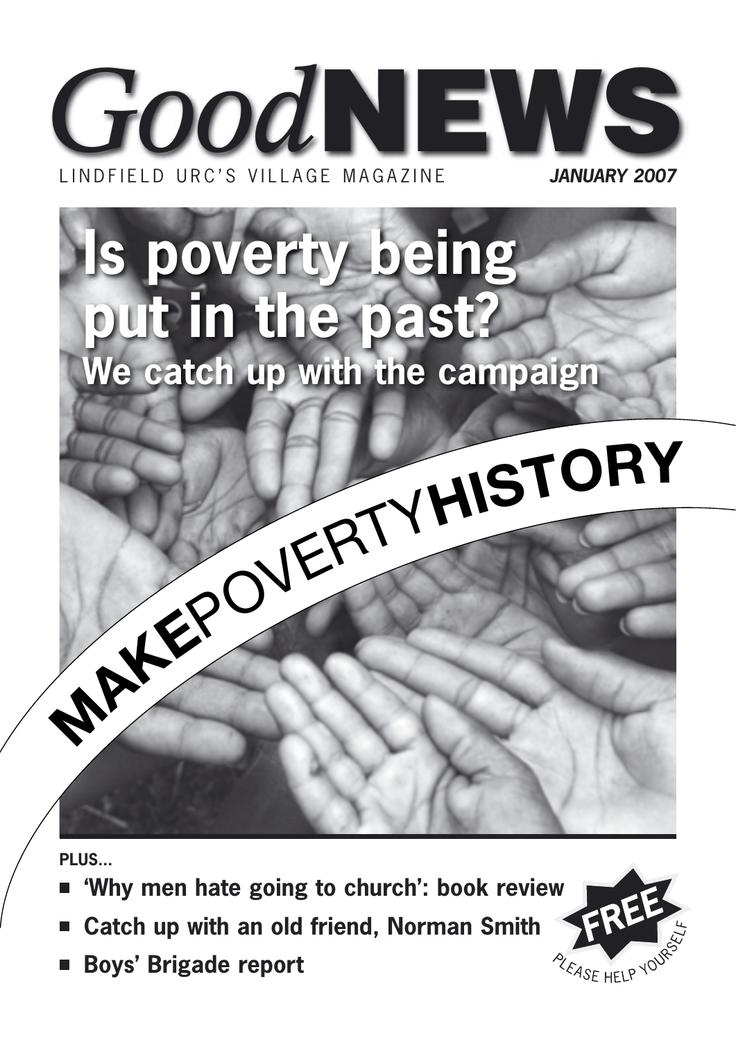# Good NEWS

LINDFIELD URC'S VILLAGE MAGAZINE

***JANUARY 2007***

## Is poverty being put in the past?

### We catch up with the campaign

**MAKE**POVERTY**HISTORY**

**PLUS...**

- **'Why men hate going to church': book review**
- **Catch up with an old friend, Norman Smith**
- **Boys' Brigade report**

**FREE**

PLEASE HELP YOURSELF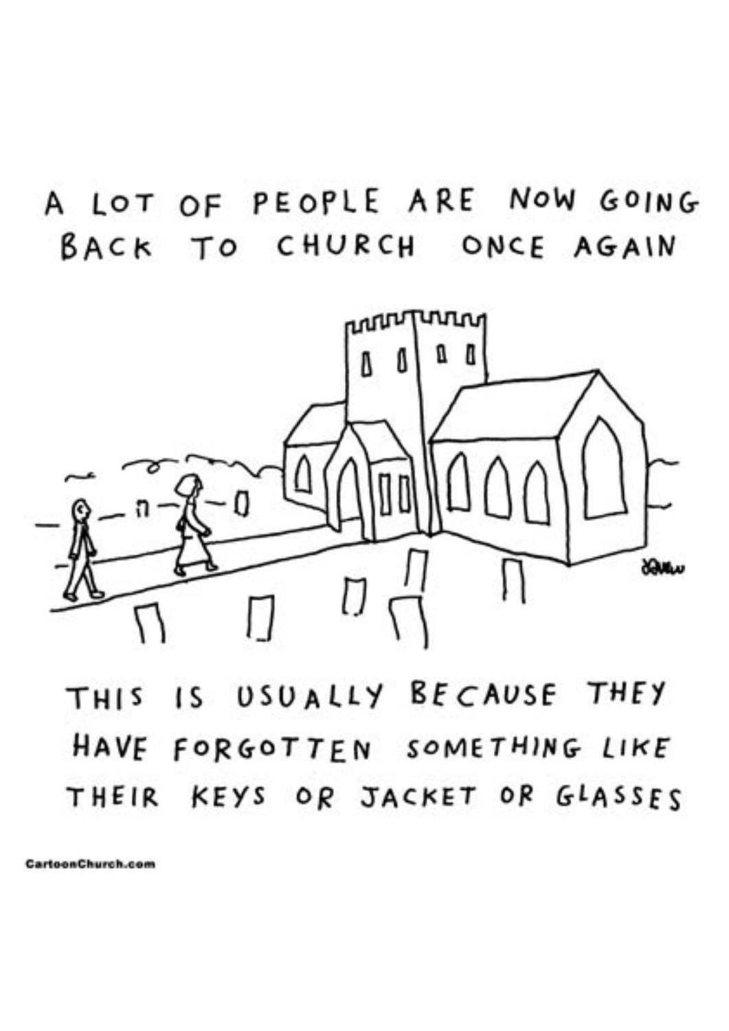A LOT OF PEOPLE ARE NOW GOING BACK TO CHURCH ONCE AGAIN

THIS IS USUALLY BECAUSE THEY HAVE FORGOTTEN SOMETHING LIKE THEIR KEYS OR JACKET OR GLASSES

CartoonChurch.com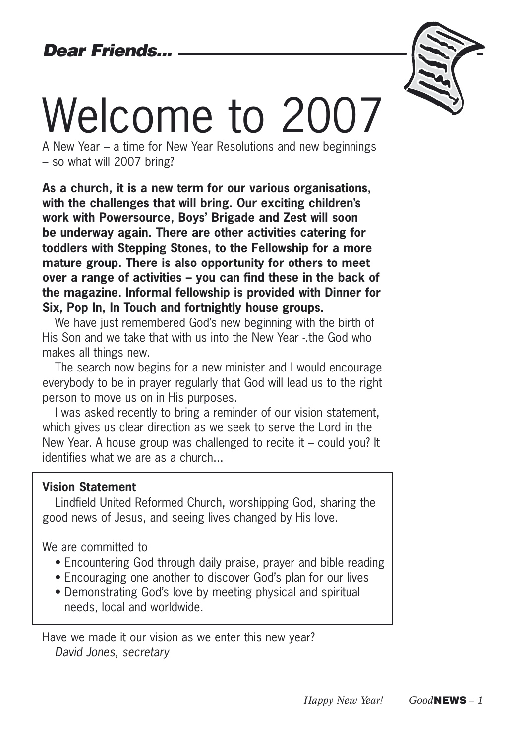***Dear Friends...***

# Welcome to 2007

A New Year – a time for New Year Resolutions and new beginnings – so what will 2007 bring?

**As a church, it is a new term for our various organisations, with the challenges that will bring. Our exciting children's work with Powersource, Boys' Brigade and Zest will soon be underway again. There are other activities catering for toddlers with Stepping Stones, to the Fellowship for a more mature group. There is also opportunity for others to meet over a range of activities – you can find these in the back of the magazine. Informal fellowship is provided with Dinner for Six, Pop In, In Touch and fortnightly house groups.**

We have just remembered God's new beginning with the birth of His Son and we take that with us into the New Year -.the God who makes all things new.

The search now begins for a new minister and I would encourage everybody to be in prayer regularly that God will lead us to the right person to move us on in His purposes.

I was asked recently to bring a reminder of our vision statement, which gives us clear direction as we seek to serve the Lord in the New Year. A house group was challenged to recite it – could you? It identifies what we are as a church...

**Vision Statement**

Lindfield United Reformed Church, worshipping God, sharing the good news of Jesus, and seeing lives changed by His love.

We are committed to

- Encountering God through daily praise, prayer and bible reading
- Encouraging one another to discover God's plan for our lives
- Demonstrating God's love by meeting physical and spiritual needs, local and worldwide.

Have we made it our vision as we enter this new year?

*David Jones, secretary*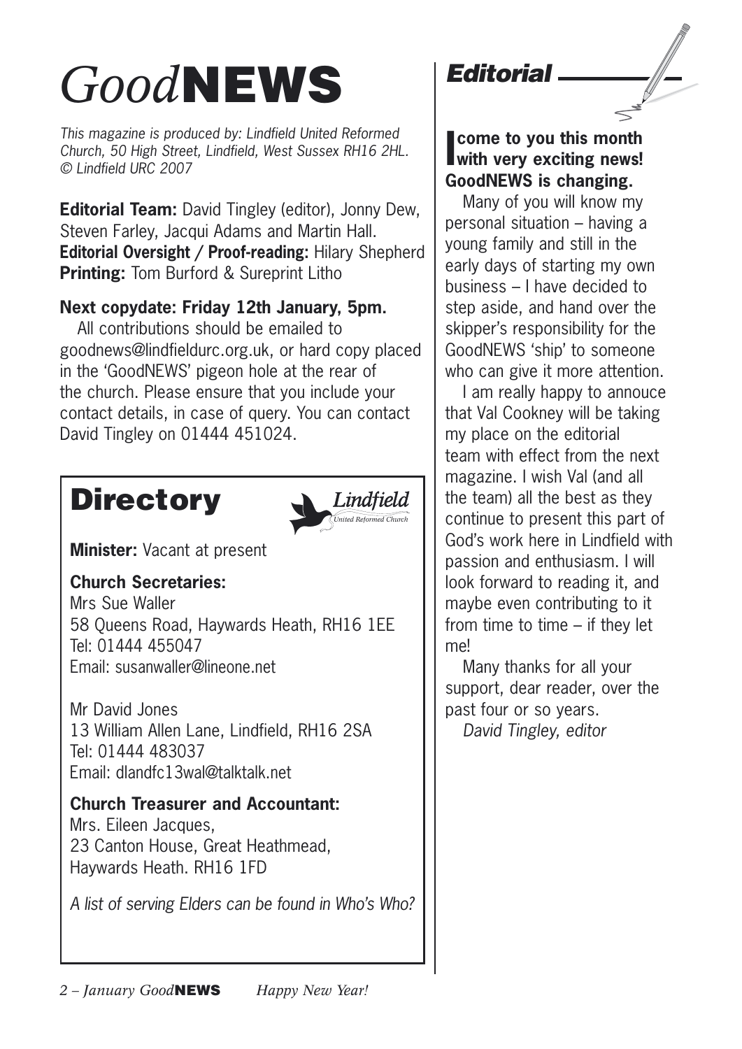# *Good*NEWS

*This magazine is produced by: Lindfield United Reformed Church, 50 High Street, Lindfield, West Sussex RH16 2HL. © Lindfield URC 2007*

**Editorial Team:** David Tingley (editor), Jonny Dew, Steven Farley, Jacqui Adams and Martin Hall.
**Editorial Oversight / Proof-reading:** Hilary Shepherd
**Printing:** Tom Burford & Sureprint Litho

**Next copydate: Friday 12th January, 5pm.**

All contributions should be emailed to goodnews@lindfieldurc.org.uk, or hard copy placed in the 'GoodNEWS' pigeon hole at the rear of the church. Please ensure that you include your contact details, in case of query. You can contact David Tingley on 01444 451024.

## Directory

Lindfield United Reformed Church

**Minister:** Vacant at present

**Church Secretaries:**
Mrs Sue Waller
58 Queens Road, Haywards Heath, RH16 1EE
Tel: 01444 455047
Email: susanwaller@lineone.net

Mr David Jones
13 William Allen Lane, Lindfield, RH16 2SA
Tel: 01444 483037
Email: dlandfc13wal@talktalk.net

**Church Treasurer and Accountant:**
Mrs. Eileen Jacques,
23 Canton House, Great Heathmead,
Haywards Heath. RH16 1FD

*A list of serving Elders can be found in Who's Who?*

## Editorial

**I come to you this month with very exciting news! GoodNEWS is changing.**

Many of you will know my personal situation – having a young family and still in the early days of starting my own business – I have decided to step aside, and hand over the skipper's responsibility for the GoodNEWS 'ship' to someone who can give it more attention.

I am really happy to annouce that Val Cookney will be taking my place on the editorial team with effect from the next magazine. I wish Val (and all the team) all the best as they continue to present this part of God's work here in Lindfield with passion and enthusiasm. I will look forward to reading it, and maybe even contributing to it from time to time – if they let me!

Many thanks for all your support, dear reader, over the past four or so years.

*David Tingley, editor*

*Happy New Year!*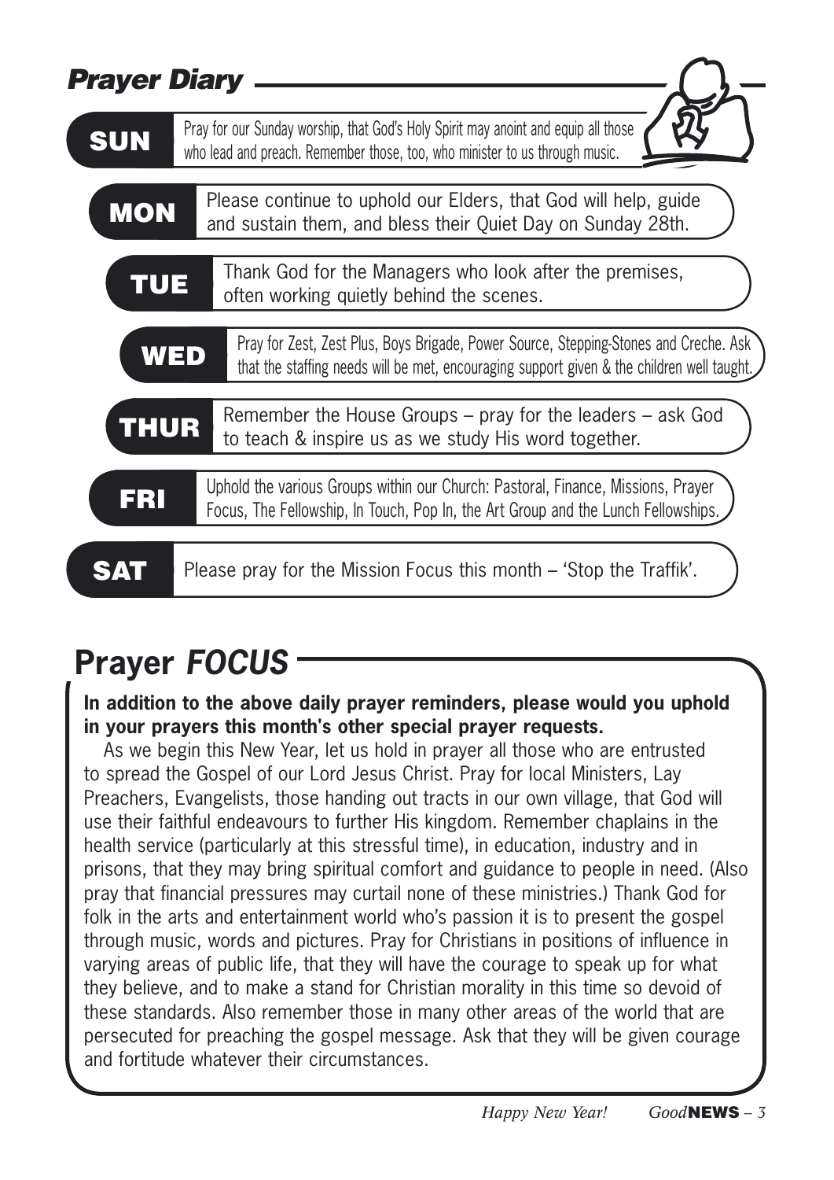## *Prayer Diary*

**SUN** Pray for our Sunday worship, that God's Holy Spirit may anoint and equip all those who lead and preach. Remember those, too, who minister to us through music.

**MON** Please continue to uphold our Elders, that God will help, guide and sustain them, and bless their Quiet Day on Sunday 28th.

**TUE** Thank God for the Managers who look after the premises, often working quietly behind the scenes.

**WED** Pray for Zest, Zest Plus, Boys Brigade, Power Source, Stepping-Stones and Creche. Ask that the staffing needs will be met, encouraging support given & the children well taught.

**THUR** Remember the House Groups – pray for the leaders – ask God to teach & inspire us as we study His word together.

**FRI** Uphold the various Groups within our Church: Pastoral, Finance, Missions, Prayer Focus, The Fellowship, In Touch, Pop In, the Art Group and the Lunch Fellowships.

**SAT** Please pray for the Mission Focus this month – 'Stop the Traffik'.

## Prayer *FOCUS*

**In addition to the above daily prayer reminders, please would you uphold in your prayers this month's other special prayer requests.**

As we begin this New Year, let us hold in prayer all those who are entrusted to spread the Gospel of our Lord Jesus Christ. Pray for local Ministers, Lay Preachers, Evangelists, those handing out tracts in our own village, that God will use their faithful endeavours to further His kingdom. Remember chaplains in the health service (particularly at this stressful time), in education, industry and in prisons, that they may bring spiritual comfort and guidance to people in need. (Also pray that financial pressures may curtail none of these ministries.) Thank God for folk in the arts and entertainment world who's passion it is to present the gospel through music, words and pictures. Pray for Christians in positions of influence in varying areas of public life, that they will have the courage to speak up for what they believe, and to make a stand for Christian morality in this time so devoid of these standards. Also remember those in many other areas of the world that are persecuted for preaching the gospel message. Ask that they will be given courage and fortitude whatever their circumstances.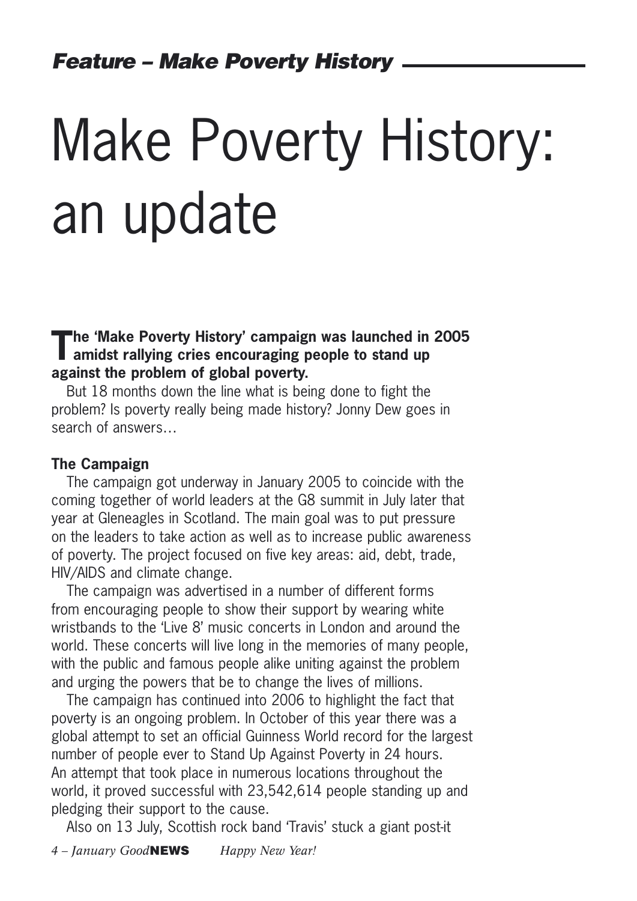*Feature – Make Poverty History*

# Make Poverty History: an update

**The 'Make Poverty History' campaign was launched in 2005 amidst rallying cries encouraging people to stand up against the problem of global poverty.**

But 18 months down the line what is being done to fight the problem? Is poverty really being made history? Jonny Dew goes in search of answers…

**The Campaign**

The campaign got underway in January 2005 to coincide with the coming together of world leaders at the G8 summit in July later that year at Gleneagles in Scotland. The main goal was to put pressure on the leaders to take action as well as to increase public awareness of poverty. The project focused on five key areas: aid, debt, trade, HIV/AIDS and climate change.

The campaign was advertised in a number of different forms from encouraging people to show their support by wearing white wristbands to the 'Live 8' music concerts in London and around the world. These concerts will live long in the memories of many people, with the public and famous people alike uniting against the problem and urging the powers that be to change the lives of millions.

The campaign has continued into 2006 to highlight the fact that poverty is an ongoing problem. In October of this year there was a global attempt to set an official Guinness World record for the largest number of people ever to Stand Up Against Poverty in 24 hours. An attempt that took place in numerous locations throughout the world, it proved successful with 23,542,614 people standing up and pledging their support to the cause.

Also on 13 July, Scottish rock band 'Travis' stuck a giant post-it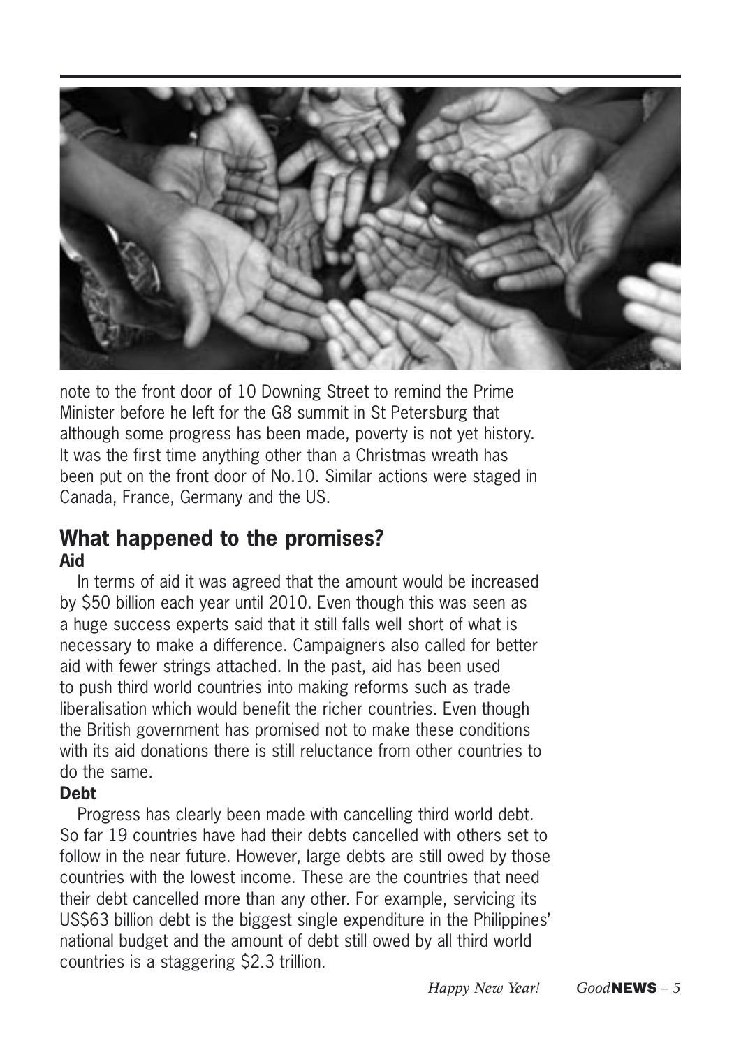note to the front door of 10 Downing Street to remind the Prime Minister before he left for the G8 summit in St Petersburg that although some progress has been made, poverty is not yet history. It was the first time anything other than a Christmas wreath has been put on the front door of No.10. Similar actions were staged in Canada, France, Germany and the US.

## What happened to the promises?

**Aid**

In terms of aid it was agreed that the amount would be increased by $50 billion each year until 2010. Even though this was seen as a huge success experts said that it still falls well short of what is necessary to make a difference. Campaigners also called for better aid with fewer strings attached. In the past, aid has been used to push third world countries into making reforms such as trade liberalisation which would benefit the richer countries. Even though the British government has promised not to make these conditions with its aid donations there is still reluctance from other countries to do the same.

**Debt**

Progress has clearly been made with cancelling third world debt. So far 19 countries have had their debts cancelled with others set to follow in the near future. However, large debts are still owed by those countries with the lowest income. These are the countries that need their debt cancelled more than any other. For example, servicing its US$63 billion debt is the biggest single expenditure in the Philippines' national budget and the amount of debt still owed by all third world countries is a staggering $2.3 trillion.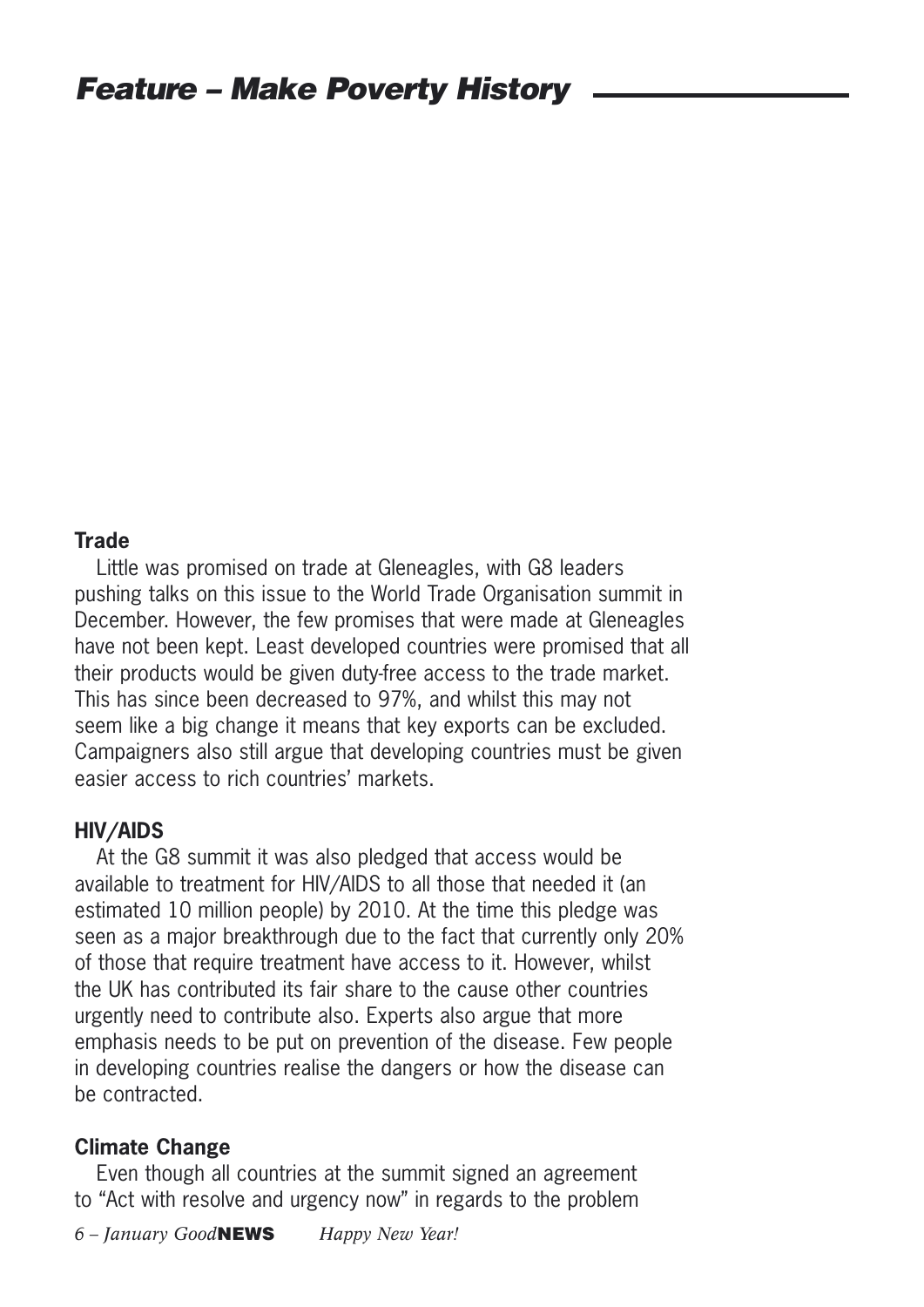## Trade

Little was promised on trade at Gleneagles, with G8 leaders pushing talks on this issue to the World Trade Organisation summit in December. However, the few promises that were made at Gleneagles have not been kept. Least developed countries were promised that all their products would be given duty-free access to the trade market. This has since been decreased to 97%, and whilst this may not seem like a big change it means that key exports can be excluded. Campaigners also still argue that developing countries must be given easier access to rich countries' markets.

## HIV/AIDS

At the G8 summit it was also pledged that access would be available to treatment for HIV/AIDS to all those that needed it (an estimated 10 million people) by 2010. At the time this pledge was seen as a major breakthrough due to the fact that currently only 20% of those that require treatment have access to it. However, whilst the UK has contributed its fair share to the cause other countries urgently need to contribute also. Experts also argue that more emphasis needs to be put on prevention of the disease. Few people in developing countries realise the dangers or how the disease can be contracted.

## Climate Change

Even though all countries at the summit signed an agreement to "Act with resolve and urgency now" in regards to the problem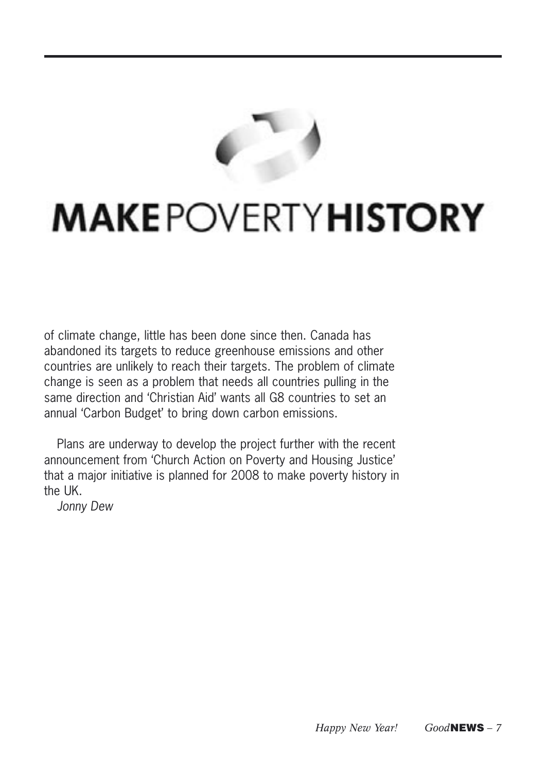**MAKE** POVERTY **HISTORY**

of climate change, little has been done since then. Canada has abandoned its targets to reduce greenhouse emissions and other countries are unlikely to reach their targets. The problem of climate change is seen as a problem that needs all countries pulling in the same direction and 'Christian Aid' wants all G8 countries to set an annual 'Carbon Budget' to bring down carbon emissions.

Plans are underway to develop the project further with the recent announcement from 'Church Action on Poverty and Housing Justice' that a major initiative is planned for 2008 to make poverty history in the UK.

*Jonny Dew*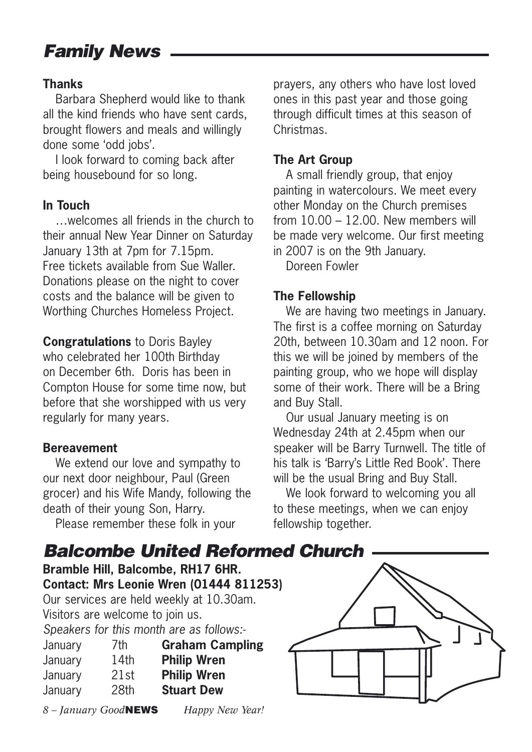## *Family News*

**Thanks**

Barbara Shepherd would like to thank all the kind friends who have sent cards, brought flowers and meals and willingly done some 'odd jobs'.

I look forward to coming back after being housebound for so long.

**In Touch**

…welcomes all friends in the church to their annual New Year Dinner on Saturday January 13th at 7pm for 7.15pm. Free tickets available from Sue Waller. Donations please on the night to cover costs and the balance will be given to Worthing Churches Homeless Project.

**Congratulations** to Doris Bayley who celebrated her 100th Birthday on December 6th. Doris has been in Compton House for some time now, but before that she worshipped with us very regularly for many years.

**Bereavement**

We extend our love and sympathy to our next door neighbour, Paul (Green grocer) and his Wife Mandy, following the death of their young Son, Harry.

Please remember these folk in your prayers, any others who have lost loved ones in this past year and those going through difficult times at this season of Christmas.

**The Art Group**

A small friendly group, that enjoy painting in watercolours. We meet every other Monday on the Church premises from 10.00 – 12.00. New members will be made very welcome. Our first meeting in 2007 is on the 9th January.

Doreen Fowler

**The Fellowship**

We are having two meetings in January. The first is a coffee morning on Saturday 20th, between 10.30am and 12 noon. For this we will be joined by members of the painting group, who we hope will display some of their work. There will be a Bring and Buy Stall.

Our usual January meeting is on Wednesday 24th at 2.45pm when our speaker will be Barry Turnwell. The title of his talk is 'Barry's Little Red Book'. There will be the usual Bring and Buy Stall.

We look forward to welcoming you all to these meetings, when we can enjoy fellowship together.

## *Balcombe United Reformed Church*

**Bramble Hill, Balcombe, RH17 6HR.**
**Contact: Mrs Leonie Wren (01444 811253)**

Our services are held weekly at 10.30am.
Visitors are welcome to join us.

*Speakers for this month are as follows:-*

| | | |
|---|---|---|
| January | 7th | **Graham Campling** |
| January | 14th | **Philip Wren** |
| January | 21st | **Philip Wren** |
| January | 28th | **Stuart Dew** |

*Happy New Year!*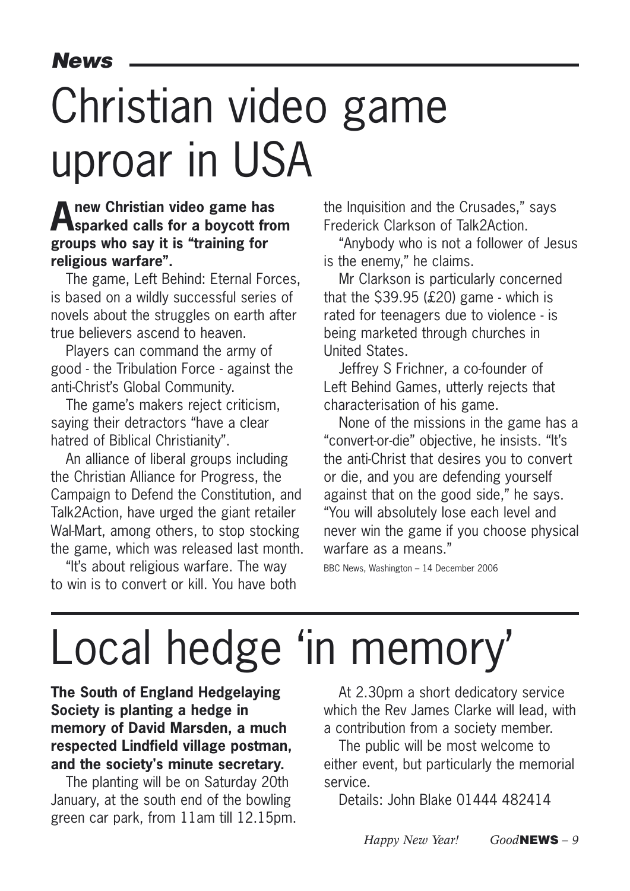*News*

# Christian video game uproar in USA

**A new Christian video game has sparked calls for a boycott from groups who say it is "training for religious warfare".**

The game, Left Behind: Eternal Forces, is based on a wildly successful series of novels about the struggles on earth after true believers ascend to heaven.

Players can command the army of good - the Tribulation Force - against the anti-Christ's Global Community.

The game's makers reject criticism, saying their detractors "have a clear hatred of Biblical Christianity".

An alliance of liberal groups including the Christian Alliance for Progress, the Campaign to Defend the Constitution, and Talk2Action, have urged the giant retailer Wal-Mart, among others, to stop stocking the game, which was released last month.

"It's about religious warfare. The way to win is to convert or kill. You have both the Inquisition and the Crusades," says Frederick Clarkson of Talk2Action.

"Anybody who is not a follower of Jesus is the enemy," he claims.

Mr Clarkson is particularly concerned that the $39.95 (£20) game - which is rated for teenagers due to violence - is being marketed through churches in United States.

Jeffrey S Frichner, a co-founder of Left Behind Games, utterly rejects that characterisation of his game.

None of the missions in the game has a "convert-or-die" objective, he insists. "It's the anti-Christ that desires you to convert or die, and you are defending yourself against that on the good side," he says. "You will absolutely lose each level and never win the game if you choose physical warfare as a means."

BBC News, Washington – 14 December 2006

# Local hedge 'in memory'

**The South of England Hedgelaying Society is planting a hedge in memory of David Marsden, a much respected Lindfield village postman, and the society's minute secretary.**

The planting will be on Saturday 20th January, at the south end of the bowling green car park, from 11am till 12.15pm.

At 2.30pm a short dedicatory service which the Rev James Clarke will lead, with a contribution from a society member.

The public will be most welcome to either event, but particularly the memorial service.

Details: John Blake 01444 482414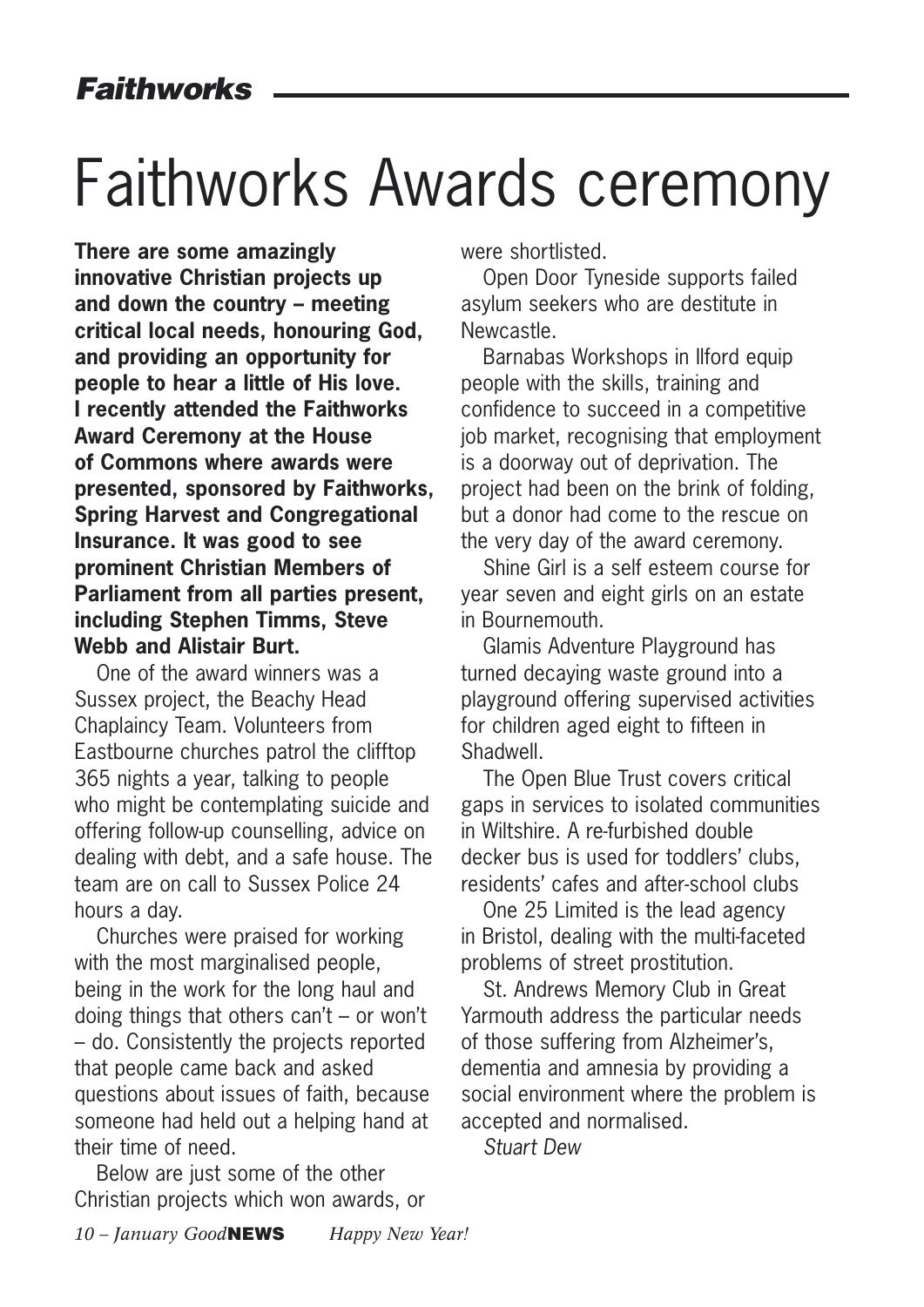# Faithworks Awards ceremony

**There are some amazingly innovative Christian projects up and down the country – meeting critical local needs, honouring God, and providing an opportunity for people to hear a little of His love. I recently attended the Faithworks Award Ceremony at the House of Commons where awards were presented, sponsored by Faithworks, Spring Harvest and Congregational Insurance. It was good to see prominent Christian Members of Parliament from all parties present, including Stephen Timms, Steve Webb and Alistair Burt.**

One of the award winners was a Sussex project, the Beachy Head Chaplaincy Team. Volunteers from Eastbourne churches patrol the clifftop 365 nights a year, talking to people who might be contemplating suicide and offering follow-up counselling, advice on dealing with debt, and a safe house. The team are on call to Sussex Police 24 hours a day.

Churches were praised for working with the most marginalised people, being in the work for the long haul and doing things that others can't – or won't – do. Consistently the projects reported that people came back and asked questions about issues of faith, because someone had held out a helping hand at their time of need.

Below are just some of the other Christian projects which won awards, or were shortlisted.

Open Door Tyneside supports failed asylum seekers who are destitute in Newcastle.

Barnabas Workshops in Ilford equip people with the skills, training and confidence to succeed in a competitive job market, recognising that employment is a doorway out of deprivation. The project had been on the brink of folding, but a donor had come to the rescue on the very day of the award ceremony.

Shine Girl is a self esteem course for year seven and eight girls on an estate in Bournemouth.

Glamis Adventure Playground has turned decaying waste ground into a playground offering supervised activities for children aged eight to fifteen in Shadwell.

The Open Blue Trust covers critical gaps in services to isolated communities in Wiltshire. A re-furbished double decker bus is used for toddlers' clubs, residents' cafes and after-school clubs

One 25 Limited is the lead agency in Bristol, dealing with the multi-faceted problems of street prostitution.

St. Andrews Memory Club in Great Yarmouth address the particular needs of those suffering from Alzheimer's, dementia and amnesia by providing a social environment where the problem is accepted and normalised.

*Stuart Dew*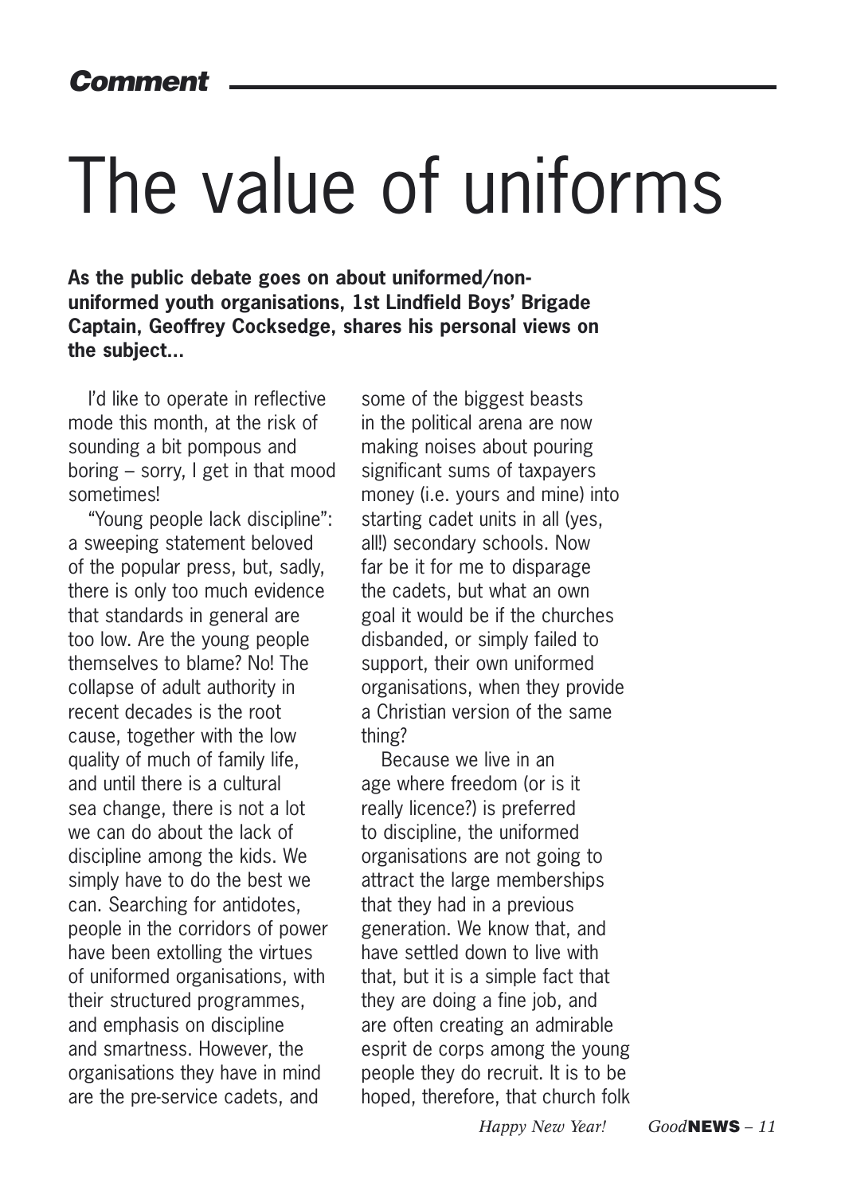*Comment*

# The value of uniforms

**As the public debate goes on about uniformed/non-uniformed youth organisations, 1st Lindfield Boys' Brigade Captain, Geoffrey Cocksedge, shares his personal views on the subject...**

I'd like to operate in reflective mode this month, at the risk of sounding a bit pompous and boring – sorry, I get in that mood sometimes!

"Young people lack discipline": a sweeping statement beloved of the popular press, but, sadly, there is only too much evidence that standards in general are too low. Are the young people themselves to blame? No! The collapse of adult authority in recent decades is the root cause, together with the low quality of much of family life, and until there is a cultural sea change, there is not a lot we can do about the lack of discipline among the kids. We simply have to do the best we can. Searching for antidotes, people in the corridors of power have been extolling the virtues of uniformed organisations, with their structured programmes, and emphasis on discipline and smartness. However, the organisations they have in mind are the pre-service cadets, and some of the biggest beasts in the political arena are now making noises about pouring significant sums of taxpayers money (i.e. yours and mine) into starting cadet units in all (yes, all!) secondary schools. Now far be it for me to disparage the cadets, but what an own goal it would be if the churches disbanded, or simply failed to support, their own uniformed organisations, when they provide a Christian version of the same thing?

Because we live in an age where freedom (or is it really licence?) is preferred to discipline, the uniformed organisations are not going to attract the large memberships that they had in a previous generation. We know that, and have settled down to live with that, but it is a simple fact that they are doing a fine job, and are often creating an admirable esprit de corps among the young people they do recruit. It is to be hoped, therefore, that church folk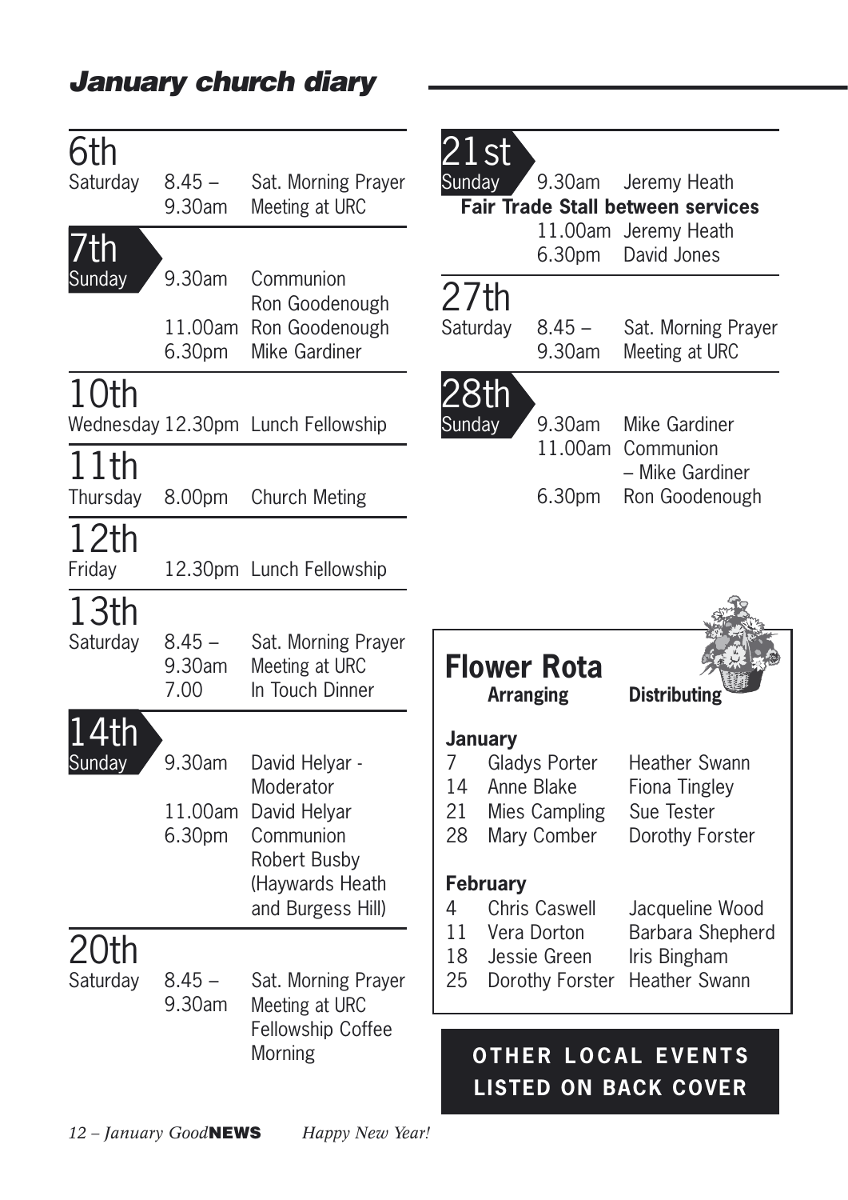## *January church diary*

**6th**
Saturday
8.45 – 9.30am Sat. Morning Prayer Meeting at URC

**7th**
Sunday
9.30am Communion Ron Goodenough
11.00am Ron Goodenough
6.30pm Mike Gardiner

**10th**
Wednesday
12.30pm Lunch Fellowship

**11th**
Thursday
8.00pm Church Meting

**12th**
Friday
12.30pm Lunch Fellowship

**13th**
Saturday
8.45 – 9.30am Sat. Morning Prayer Meeting at URC
7.00 In Touch Dinner

**14th**
Sunday
9.30am David Helyar - Moderator
11.00am David Helyar
6.30pm Communion Robert Busby (Haywards Heath and Burgess Hill)

**20th**
Saturday
8.45 – 9.30am Sat. Morning Prayer Meeting at URC Fellowship Coffee Morning

**21st**
Sunday
9.30am Jeremy Heath
**Fair Trade Stall between services**
11.00am Jeremy Heath
6.30pm David Jones

**27th**
Saturday
8.45 – 9.30am Sat. Morning Prayer Meeting at URC

**28th**
Sunday
9.30am Mike Gardiner
11.00am Communion – Mike Gardiner
6.30pm Ron Goodenough

## Flower Rota

| | Arranging | Distributing |
|---|---|---|
| **January** | | |
| 7 | Gladys Porter | Heather Swann |
| 14 | Anne Blake | Fiona Tingley |
| 21 | Mies Campling | Sue Tester |
| 28 | Mary Comber | Dorothy Forster |
| **February** | | |
| 4 | Chris Caswell | Jacqueline Wood |
| 11 | Vera Dorton | Barbara Shepherd |
| 18 | Jessie Green | Iris Bingham |
| 25 | Dorothy Forster | Heather Swann |

**OTHER LOCAL EVENTS LISTED ON BACK COVER**

*Happy New Year!*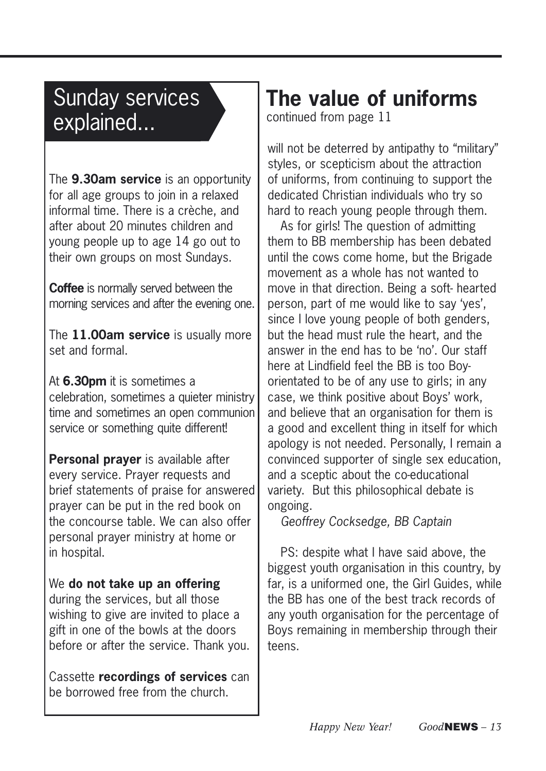## Sunday services explained...

The **9.30am service** is an opportunity for all age groups to join in a relaxed informal time. There is a crèche, and after about 20 minutes children and young people up to age 14 go out to their own groups on most Sundays.

**Coffee** is normally served between the morning services and after the evening one.

The **11.00am service** is usually more set and formal.

At **6.30pm** it is sometimes a celebration, sometimes a quieter ministry time and sometimes an open communion service or something quite different!

**Personal prayer** is available after every service. Prayer requests and brief statements of praise for answered prayer can be put in the red book on the concourse table. We can also offer personal prayer ministry at home or in hospital.

We **do not take up an offering** during the services, but all those wishing to give are invited to place a gift in one of the bowls at the doors before or after the service. Thank you.

Cassette **recordings of services** can be borrowed free from the church.

# The value of uniforms

continued from page 11

will not be deterred by antipathy to "military" styles, or scepticism about the attraction of uniforms, from continuing to support the dedicated Christian individuals who try so hard to reach young people through them.

As for girls! The question of admitting them to BB membership has been debated until the cows come home, but the Brigade movement as a whole has not wanted to move in that direction. Being a soft- hearted person, part of me would like to say 'yes', since I love young people of both genders, but the head must rule the heart, and the answer in the end has to be 'no'. Our staff here at Lindfield feel the BB is too Boy-orientated to be of any use to girls; in any case, we think positive about Boys' work, and believe that an organisation for them is a good and excellent thing in itself for which apology is not needed. Personally, I remain a convinced supporter of single sex education, and a sceptic about the co-educational variety. But this philosophical debate is ongoing.

*Geoffrey Cocksedge, BB Captain*

PS: despite what I have said above, the biggest youth organisation in this country, by far, is a uniformed one, the Girl Guides, while the BB has one of the best track records of any youth organisation for the percentage of Boys remaining in membership through their teens.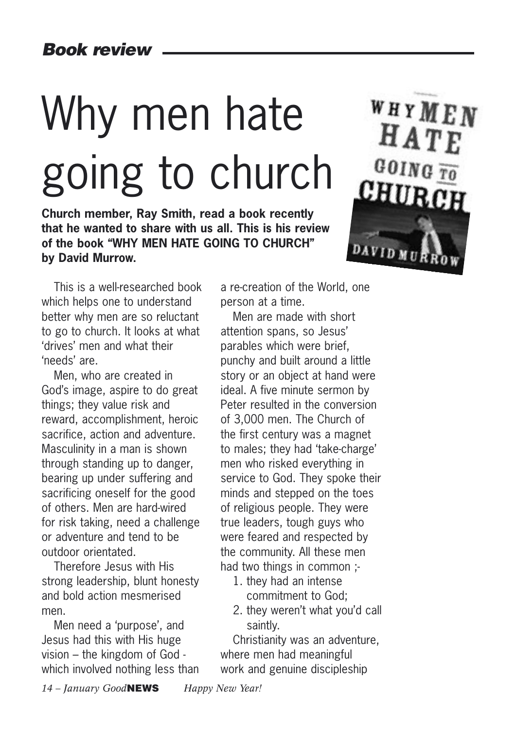*Book review*

# Why men hate going to church

**Church member, Ray Smith, read a book recently that he wanted to share with us all. This is his review of the book "WHY MEN HATE GOING TO CHURCH" by David Murrow.**

This is a well-researched book which helps one to understand better why men are so reluctant to go to church. It looks at what 'drives' men and what their 'needs' are.

Men, who are created in God's image, aspire to do great things; they value risk and reward, accomplishment, heroic sacrifice, action and adventure. Masculinity in a man is shown through standing up to danger, bearing up under suffering and sacrificing oneself for the good of others. Men are hard-wired for risk taking, need a challenge or adventure and tend to be outdoor orientated.

Therefore Jesus with His strong leadership, blunt honesty and bold action mesmerised men.

Men need a 'purpose', and Jesus had this with His huge vision – the kingdom of God - which involved nothing less than a re-creation of the World, one person at a time.

Men are made with short attention spans, so Jesus' parables which were brief, punchy and built around a little story or an object at hand were ideal. A five minute sermon by Peter resulted in the conversion of 3,000 men. The Church of the first century was a magnet to males; they had 'take-charge' men who risked everything in service to God. They spoke their minds and stepped on the toes of religious people. They were true leaders, tough guys who were feared and respected by the community. All these men had two things in common ;-

1. they had an intense commitment to God;
2. they weren't what you'd call saintly.

Christianity was an adventure, where men had meaningful work and genuine discipleship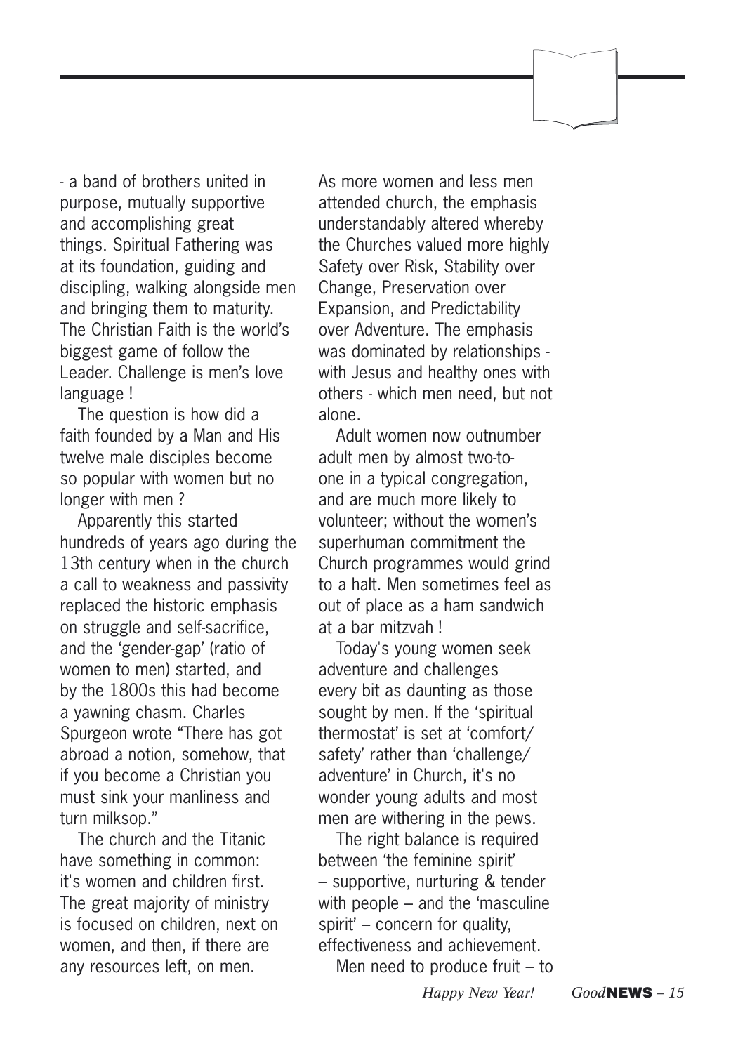- a band of brothers united in purpose, mutually supportive and accomplishing great things. Spiritual Fathering was at its foundation, guiding and discipling, walking alongside men and bringing them to maturity. The Christian Faith is the world's biggest game of follow the Leader. Challenge is men's love language !

The question is how did a faith founded by a Man and His twelve male disciples become so popular with women but no longer with men ?

Apparently this started hundreds of years ago during the 13th century when in the church a call to weakness and passivity replaced the historic emphasis on struggle and self-sacrifice, and the 'gender-gap' (ratio of women to men) started, and by the 1800s this had become a yawning chasm. Charles Spurgeon wrote "There has got abroad a notion, somehow, that if you become a Christian you must sink your manliness and turn milksop."

The church and the Titanic have something in common: it's women and children first. The great majority of ministry is focused on children, next on women, and then, if there are any resources left, on men.

As more women and less men attended church, the emphasis understandably altered whereby the Churches valued more highly Safety over Risk, Stability over Change, Preservation over Expansion, and Predictability over Adventure. The emphasis was dominated by relationships - with Jesus and healthy ones with others - which men need, but not alone.

Adult women now outnumber adult men by almost two-to-one in a typical congregation, and are much more likely to volunteer; without the women's superhuman commitment the Church programmes would grind to a halt. Men sometimes feel as out of place as a ham sandwich at a bar mitzvah !

Today's young women seek adventure and challenges every bit as daunting as those sought by men. If the 'spiritual thermostat' is set at 'comfort/ safety' rather than 'challenge/ adventure' in Church, it's no wonder young adults and most men are withering in the pews.

The right balance is required between 'the feminine spirit' – supportive, nurturing & tender with people – and the 'masculine spirit' – concern for quality, effectiveness and achievement.

Men need to produce fruit – to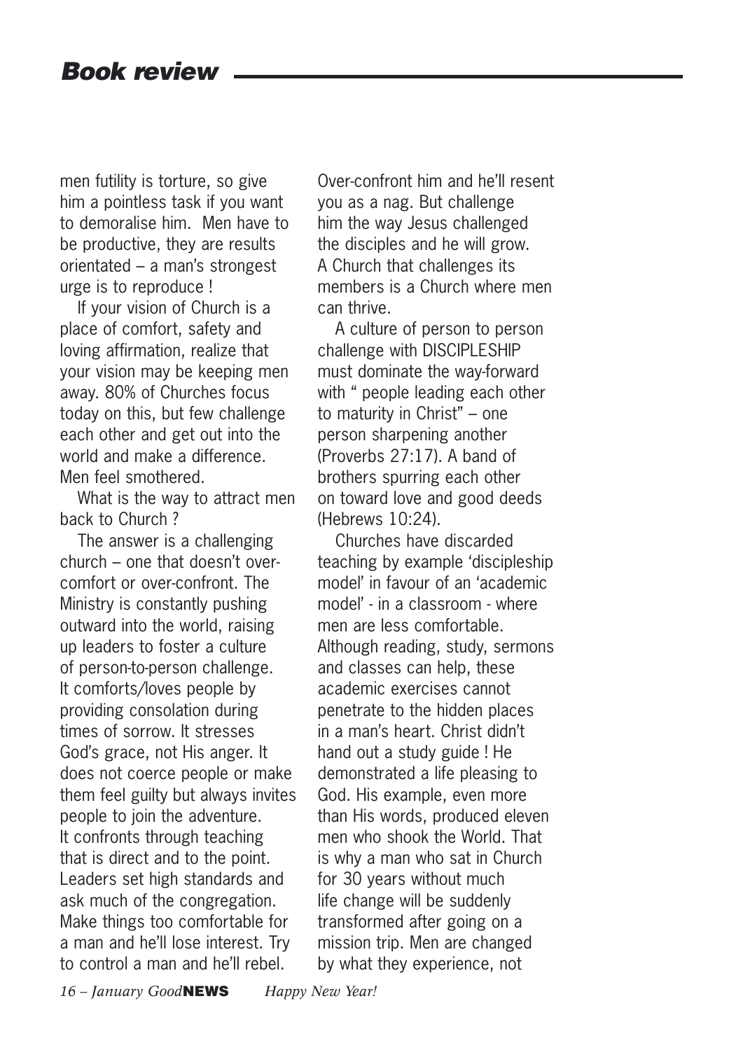## Book review

men futility is torture, so give him a pointless task if you want to demoralise him. Men have to be productive, they are results orientated – a man's strongest urge is to reproduce !

If your vision of Church is a place of comfort, safety and loving affirmation, realize that your vision may be keeping men away. 80% of Churches focus today on this, but few challenge each other and get out into the world and make a difference. Men feel smothered.

What is the way to attract men back to Church ?

The answer is a challenging church – one that doesn't over-comfort or over-confront. The Ministry is constantly pushing outward into the world, raising up leaders to foster a culture of person-to-person challenge. It comforts/loves people by providing consolation during times of sorrow. It stresses God's grace, not His anger. It does not coerce people or make them feel guilty but always invites people to join the adventure. It confronts through teaching that is direct and to the point. Leaders set high standards and ask much of the congregation. Make things too comfortable for a man and he'll lose interest. Try to control a man and he'll rebel. Over-confront him and he'll resent you as a nag. But challenge him the way Jesus challenged the disciples and he will grow. A Church that challenges its members is a Church where men can thrive.

A culture of person to person challenge with DISCIPLESHIP must dominate the way-forward with " people leading each other to maturity in Christ" – one person sharpening another (Proverbs 27:17). A band of brothers spurring each other on toward love and good deeds (Hebrews 10:24).

Churches have discarded teaching by example 'discipleship model' in favour of an 'academic model' - in a classroom - where men are less comfortable. Although reading, study, sermons and classes can help, these academic exercises cannot penetrate to the hidden places in a man's heart. Christ didn't hand out a study guide ! He demonstrated a life pleasing to God. His example, even more than His words, produced eleven men who shook the World. That is why a man who sat in Church for 30 years without much life change will be suddenly transformed after going on a mission trip. Men are changed by what they experience, not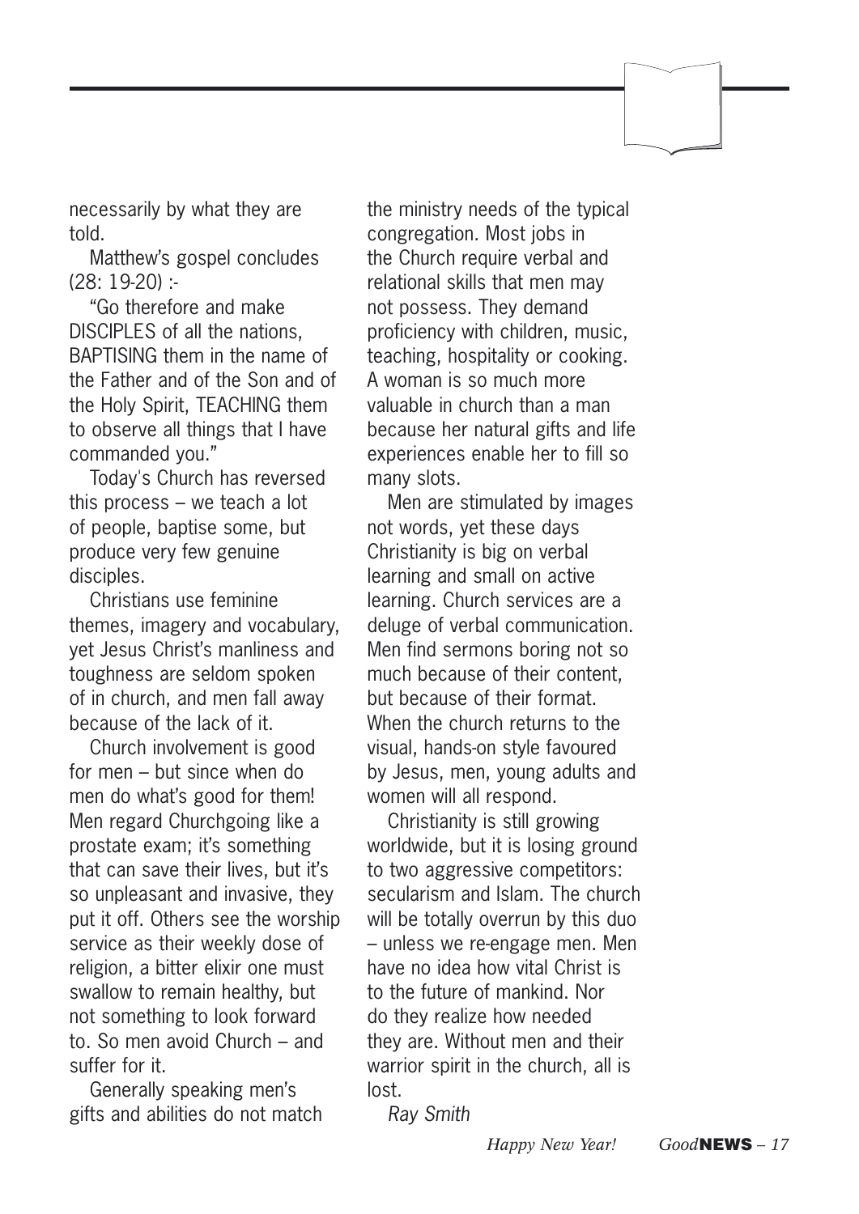necessarily by what they are told.

Matthew's gospel concludes (28: 19-20) :-

"Go therefore and make DISCIPLES of all the nations, BAPTISING them in the name of the Father and of the Son and of the Holy Spirit, TEACHING them to observe all things that I have commanded you."

Today's Church has reversed this process – we teach a lot of people, baptise some, but produce very few genuine disciples.

Christians use feminine themes, imagery and vocabulary, yet Jesus Christ's manliness and toughness are seldom spoken of in church, and men fall away because of the lack of it.

Church involvement is good for men – but since when do men do what's good for them! Men regard Churchgoing like a prostate exam; it's something that can save their lives, but it's so unpleasant and invasive, they put it off. Others see the worship service as their weekly dose of religion, a bitter elixir one must swallow to remain healthy, but not something to look forward to. So men avoid Church – and suffer for it.

Generally speaking men's gifts and abilities do not match the ministry needs of the typical congregation. Most jobs in the Church require verbal and relational skills that men may not possess. They demand proficiency with children, music, teaching, hospitality or cooking. A woman is so much more valuable in church than a man because her natural gifts and life experiences enable her to fill so many slots.

Men are stimulated by images not words, yet these days Christianity is big on verbal learning and small on active learning. Church services are a deluge of verbal communication. Men find sermons boring not so much because of their content, but because of their format. When the church returns to the visual, hands-on style favoured by Jesus, men, young adults and women will all respond.

Christianity is still growing worldwide, but it is losing ground to two aggressive competitors: secularism and Islam. The church will be totally overrun by this duo – unless we re-engage men. Men have no idea how vital Christ is to the future of mankind. Nor do they realize how needed they are. Without men and their warrior spirit in the church, all is lost.

*Ray Smith*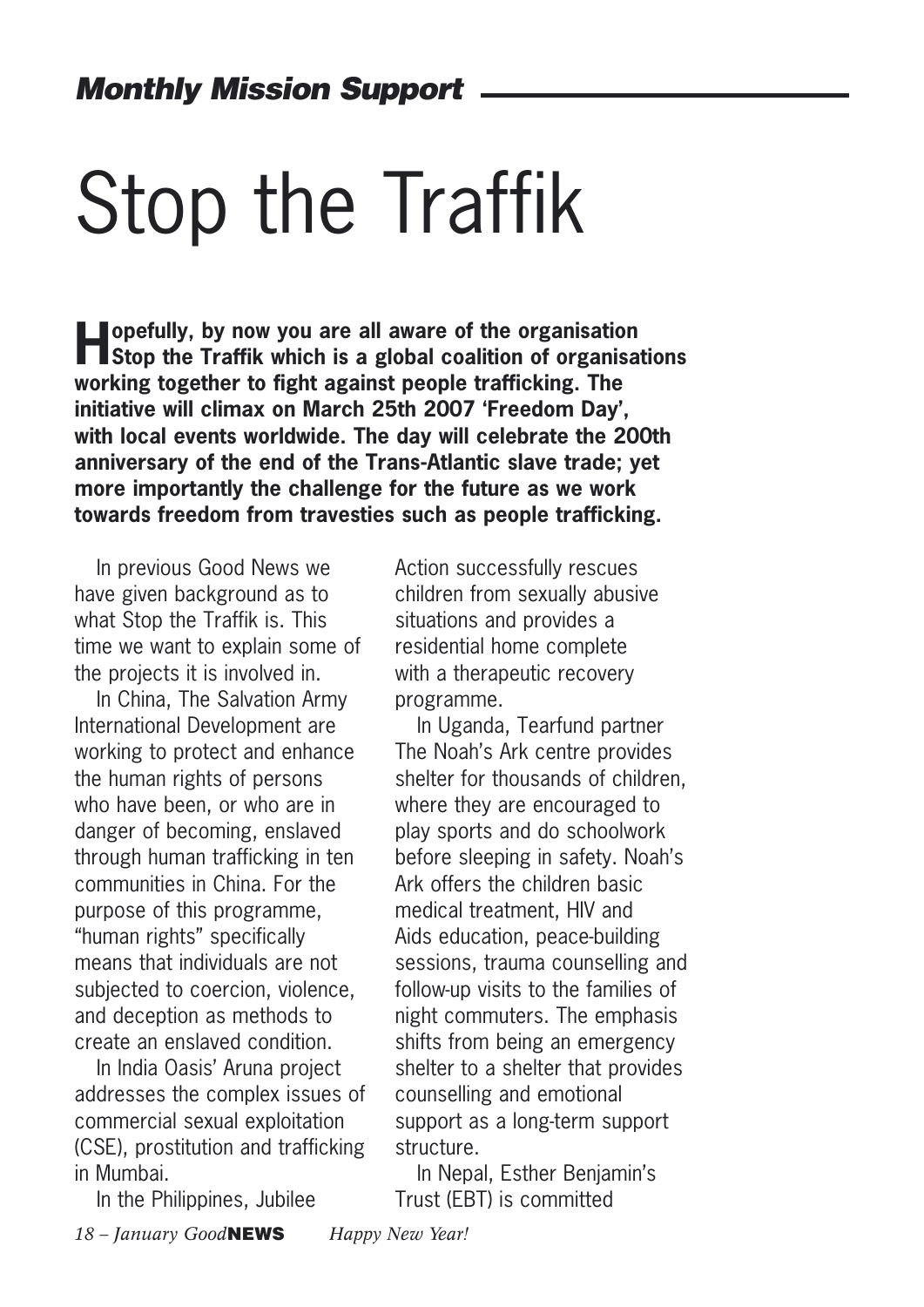## *Monthly Mission Support*

# Stop the Traffik

**Hopefully, by now you are all aware of the organisation Stop the Traffik which is a global coalition of organisations working together to fight against people trafficking. The initiative will climax on March 25th 2007 'Freedom Day', with local events worldwide. The day will celebrate the 200th anniversary of the end of the Trans-Atlantic slave trade; yet more importantly the challenge for the future as we work towards freedom from travesties such as people trafficking.**

In previous Good News we have given background as to what Stop the Traffik is. This time we want to explain some of the projects it is involved in.

In China, The Salvation Army International Development are working to protect and enhance the human rights of persons who have been, or who are in danger of becoming, enslaved through human trafficking in ten communities in China. For the purpose of this programme, "human rights" specifically means that individuals are not subjected to coercion, violence, and deception as methods to create an enslaved condition.

In India Oasis' Aruna project addresses the complex issues of commercial sexual exploitation (CSE), prostitution and trafficking in Mumbai.

In the Philippines, Jubilee Action successfully rescues children from sexually abusive situations and provides a residential home complete with a therapeutic recovery programme.

In Uganda, Tearfund partner The Noah's Ark centre provides shelter for thousands of children, where they are encouraged to play sports and do schoolwork before sleeping in safety. Noah's Ark offers the children basic medical treatment, HIV and Aids education, peace-building sessions, trauma counselling and follow-up visits to the families of night commuters. The emphasis shifts from being an emergency shelter to a shelter that provides counselling and emotional support as a long-term support structure.

In Nepal, Esther Benjamin's Trust (EBT) is committed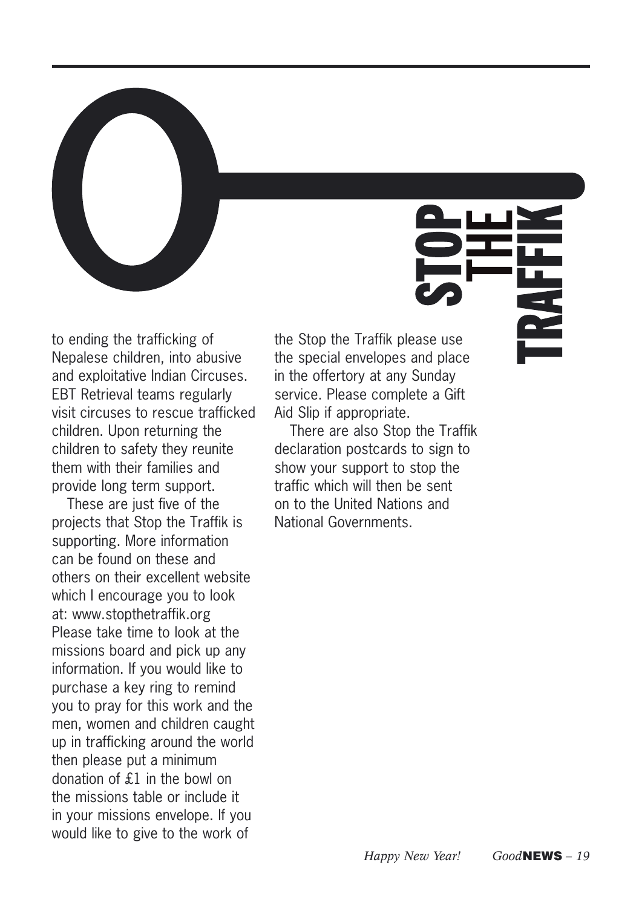**STOP THE TRAFFIK**

to ending the trafficking of Nepalese children, into abusive and exploitative Indian Circuses. EBT Retrieval teams regularly visit circuses to rescue trafficked children. Upon returning the children to safety they reunite them with their families and provide long term support.

These are just five of the projects that Stop the Traffik is supporting. More information can be found on these and others on their excellent website which I encourage you to look at: www.stopthetraffik.org Please take time to look at the missions board and pick up any information. If you would like to purchase a key ring to remind you to pray for this work and the men, women and children caught up in trafficking around the world then please put a minimum donation of £1 in the bowl on the missions table or include it in your missions envelope. If you would like to give to the work of the Stop the Traffik please use the special envelopes and place in the offertory at any Sunday service. Please complete a Gift Aid Slip if appropriate.

There are also Stop the Traffik declaration postcards to sign to show your support to stop the traffic which will then be sent on to the United Nations and National Governments.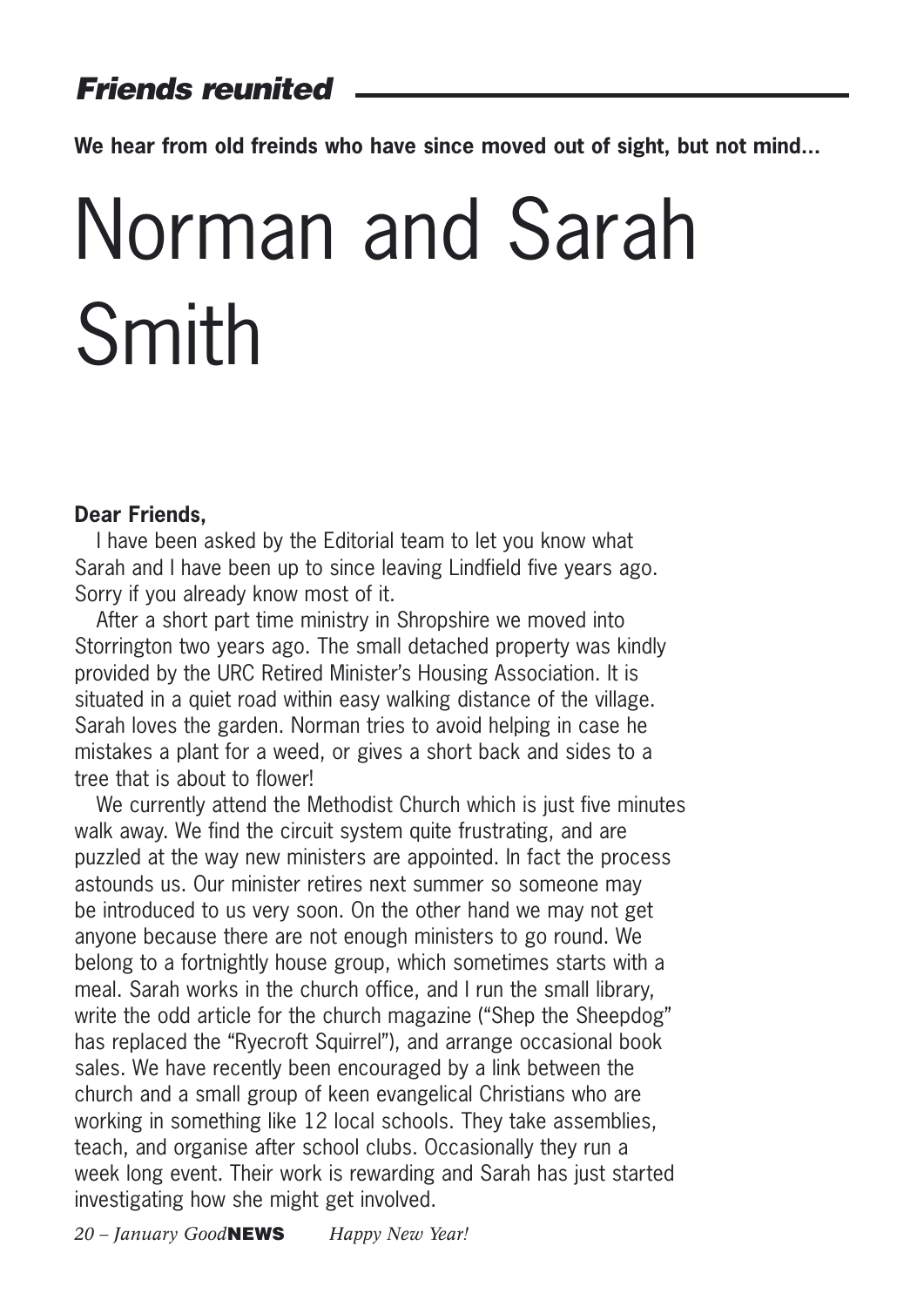## *Friends reunited*

**We hear from old freinds who have since moved out of sight, but not mind...**

# Norman and Sarah Smith

**Dear Friends,**

I have been asked by the Editorial team to let you know what Sarah and I have been up to since leaving Lindfield five years ago. Sorry if you already know most of it.

After a short part time ministry in Shropshire we moved into Storrington two years ago. The small detached property was kindly provided by the URC Retired Minister's Housing Association. It is situated in a quiet road within easy walking distance of the village. Sarah loves the garden. Norman tries to avoid helping in case he mistakes a plant for a weed, or gives a short back and sides to a tree that is about to flower!

We currently attend the Methodist Church which is just five minutes walk away. We find the circuit system quite frustrating, and are puzzled at the way new ministers are appointed. In fact the process astounds us. Our minister retires next summer so someone may be introduced to us very soon. On the other hand we may not get anyone because there are not enough ministers to go round. We belong to a fortnightly house group, which sometimes starts with a meal. Sarah works in the church office, and I run the small library, write the odd article for the church magazine ("Shep the Sheepdog" has replaced the "Ryecroft Squirrel"), and arrange occasional book sales. We have recently been encouraged by a link between the church and a small group of keen evangelical Christians who are working in something like 12 local schools. They take assemblies, teach, and organise after school clubs. Occasionally they run a week long event. Their work is rewarding and Sarah has just started investigating how she might get involved.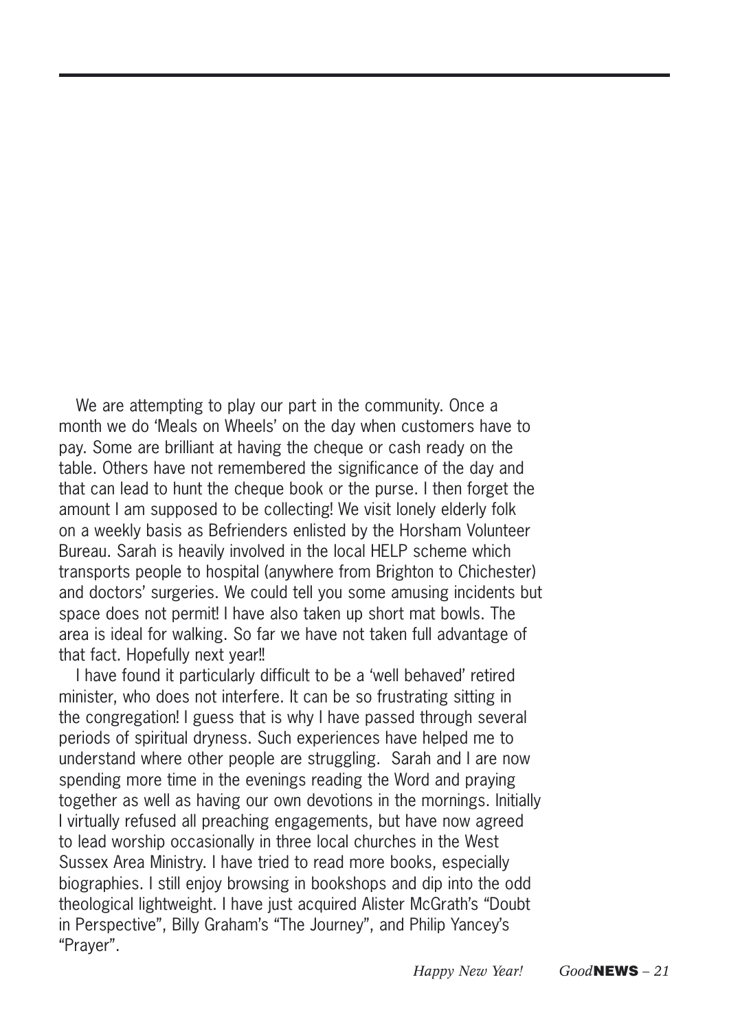We are attempting to play our part in the community. Once a month we do 'Meals on Wheels' on the day when customers have to pay. Some are brilliant at having the cheque or cash ready on the table. Others have not remembered the significance of the day and that can lead to hunt the cheque book or the purse. I then forget the amount I am supposed to be collecting! We visit lonely elderly folk on a weekly basis as Befrienders enlisted by the Horsham Volunteer Bureau. Sarah is heavily involved in the local HELP scheme which transports people to hospital (anywhere from Brighton to Chichester) and doctors' surgeries. We could tell you some amusing incidents but space does not permit! I have also taken up short mat bowls. The area is ideal for walking. So far we have not taken full advantage of that fact. Hopefully next year!!

I have found it particularly difficult to be a 'well behaved' retired minister, who does not interfere. It can be so frustrating sitting in the congregation! I guess that is why I have passed through several periods of spiritual dryness. Such experiences have helped me to understand where other people are struggling. Sarah and I are now spending more time in the evenings reading the Word and praying together as well as having our own devotions in the mornings. Initially I virtually refused all preaching engagements, but have now agreed to lead worship occasionally in three local churches in the West Sussex Area Ministry. I have tried to read more books, especially biographies. I still enjoy browsing in bookshops and dip into the odd theological lightweight. I have just acquired Alister McGrath's "Doubt in Perspective", Billy Graham's "The Journey", and Philip Yancey's "Prayer".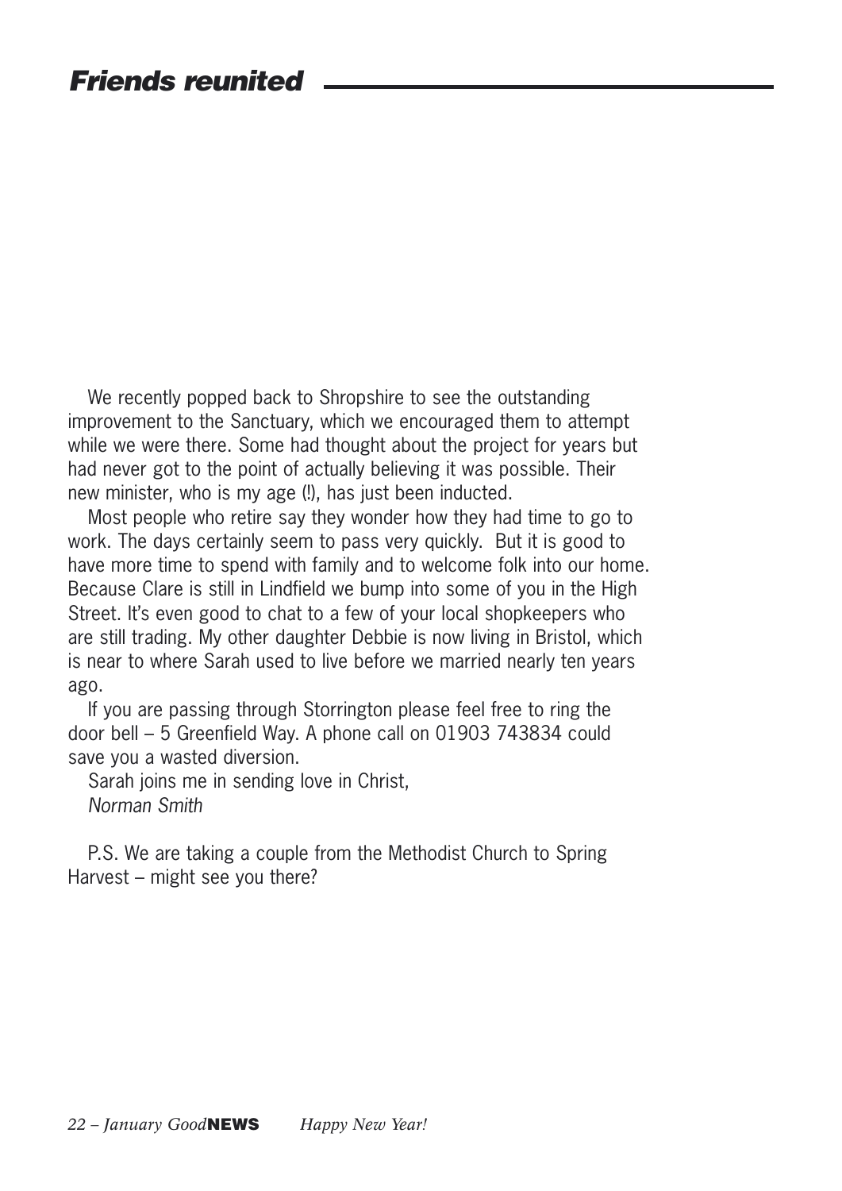## *Friends reunited*

We recently popped back to Shropshire to see the outstanding improvement to the Sanctuary, which we encouraged them to attempt while we were there. Some had thought about the project for years but had never got to the point of actually believing it was possible. Their new minister, who is my age (!), has just been inducted.

Most people who retire say they wonder how they had time to go to work. The days certainly seem to pass very quickly. But it is good to have more time to spend with family and to welcome folk into our home. Because Clare is still in Lindfield we bump into some of you in the High Street. It's even good to chat to a few of your local shopkeepers who are still trading. My other daughter Debbie is now living in Bristol, which is near to where Sarah used to live before we married nearly ten years ago.

If you are passing through Storrington please feel free to ring the door bell – 5 Greenfield Way. A phone call on 01903 743834 could save you a wasted diversion.

Sarah joins me in sending love in Christ,
*Norman Smith*

P.S. We are taking a couple from the Methodist Church to Spring Harvest – might see you there?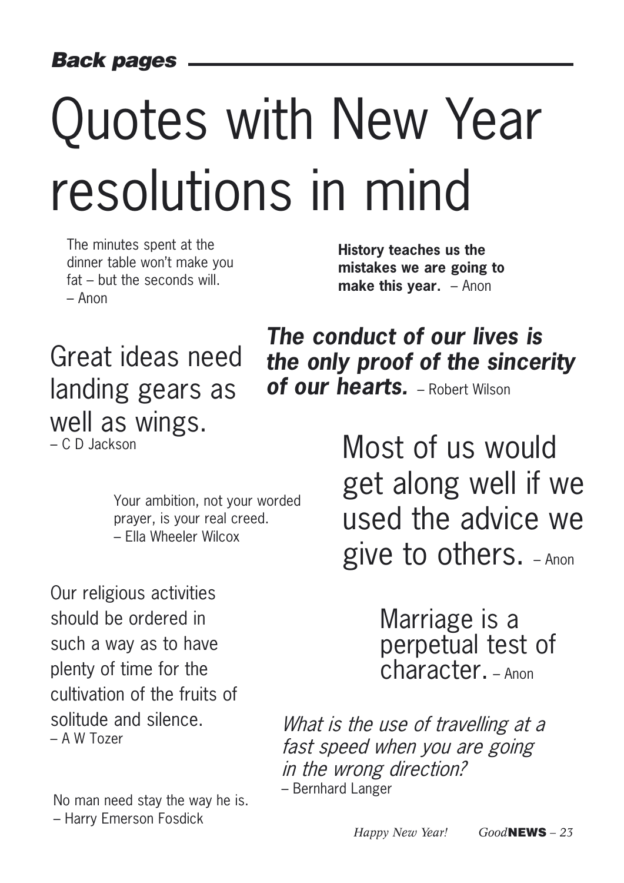*Back pages*

# Quotes with New Year resolutions in mind

The minutes spent at the dinner table won't make you fat – but the seconds will.
– Anon

**History teaches us the mistakes we are going to make this year.** – Anon

Great ideas need landing gears as well as wings.
– C D Jackson

***The conduct of our lives is the only proof of the sincerity of our hearts.*** – Robert Wilson

Your ambition, not your worded prayer, is your real creed.
– Ella Wheeler Wilcox

Most of us would get along well if we used the advice we give to others. – Anon

Our religious activities should be ordered in such a way as to have plenty of time for the cultivation of the fruits of solitude and silence.
– A W Tozer

Marriage is a perpetual test of character. – Anon

*What is the use of travelling at a fast speed when you are going in the wrong direction?*
– Bernhard Langer

No man need stay the way he is.
– Harry Emerson Fosdick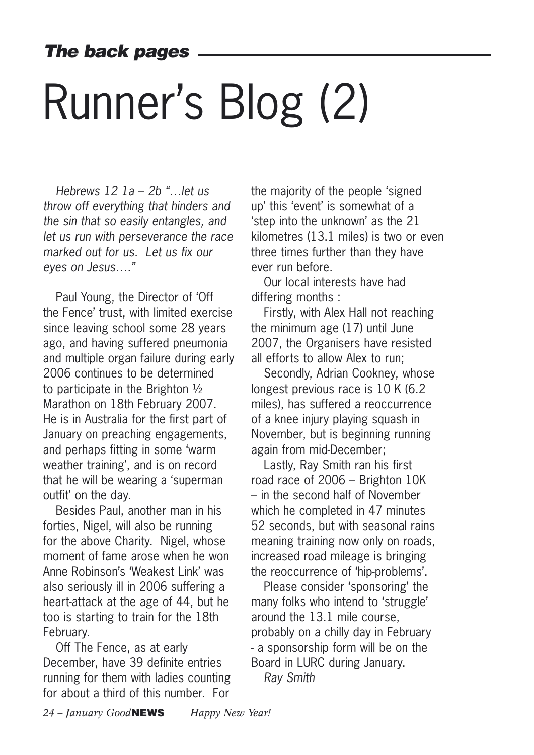# Runner's Blog (2)

*Hebrews 12 1a – 2b "…let us throw off everything that hinders and the sin that so easily entangles, and let us run with perseverance the race marked out for us. Let us fix our eyes on Jesus…."*

Paul Young, the Director of 'Off the Fence' trust, with limited exercise since leaving school some 28 years ago, and having suffered pneumonia and multiple organ failure during early 2006 continues to be determined to participate in the Brighton ½ Marathon on 18th February 2007. He is in Australia for the first part of January on preaching engagements, and perhaps fitting in some 'warm weather training', and is on record that he will be wearing a 'superman outfit' on the day.

Besides Paul, another man in his forties, Nigel, will also be running for the above Charity. Nigel, whose moment of fame arose when he won Anne Robinson's 'Weakest Link' was also seriously ill in 2006 suffering a heart-attack at the age of 44, but he too is starting to train for the 18th February.

Off The Fence, as at early December, have 39 definite entries running for them with ladies counting for about a third of this number. For the majority of the people 'signed up' this 'event' is somewhat of a 'step into the unknown' as the 21 kilometres (13.1 miles) is two or even three times further than they have ever run before.

Our local interests have had differing months :

Firstly, with Alex Hall not reaching the minimum age (17) until June 2007, the Organisers have resisted all efforts to allow Alex to run;

Secondly, Adrian Cookney, whose longest previous race is 10 K (6.2 miles), has suffered a reoccurrence of a knee injury playing squash in November, but is beginning running again from mid-December;

Lastly, Ray Smith ran his first road race of 2006 – Brighton 10K – in the second half of November which he completed in 47 minutes 52 seconds, but with seasonal rains meaning training now only on roads, increased road mileage is bringing the reoccurrence of 'hip-problems'.

Please consider 'sponsoring' the many folks who intend to 'struggle' around the 13.1 mile course, probably on a chilly day in February - a sponsorship form will be on the Board in LURC during January.

*Ray Smith*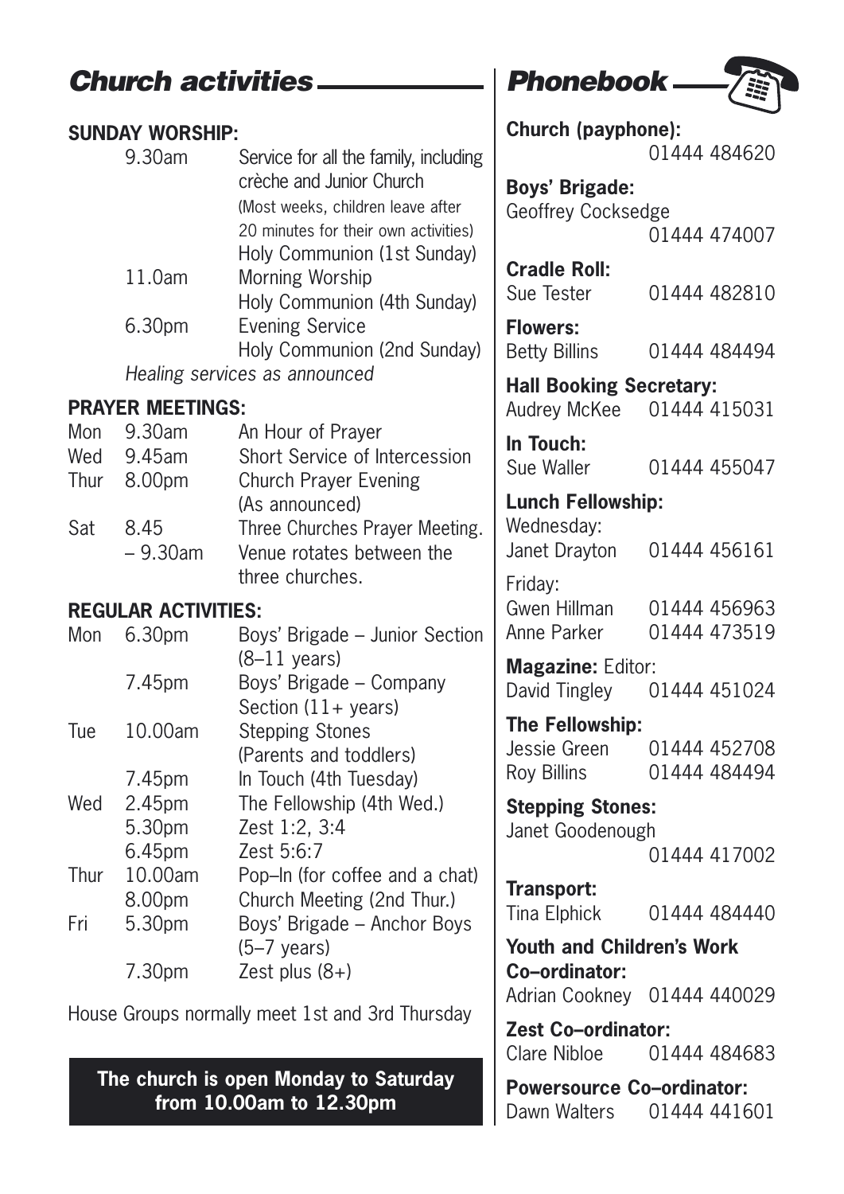## Church activities

### SUNDAY WORSHIP:

| | |
|---|---|
| 9.30am | Service for all the family, including crèche and Junior Church (Most weeks, children leave after 20 minutes for their own activities) Holy Communion (1st Sunday) |
| 11.0am | Morning Worship Holy Communion (4th Sunday) |
| 6.30pm | Evening Service Holy Communion (2nd Sunday) |

*Healing services as announced*

### PRAYER MEETINGS:

| | | |
|---|---|---|
| Mon | 9.30am | An Hour of Prayer |
| Wed | 9.45am | Short Service of Intercession |
| Thur | 8.00pm | Church Prayer Evening (As announced) |
| Sat | 8.45 – 9.30am | Three Churches Prayer Meeting. Venue rotates between the three churches. |

### REGULAR ACTIVITIES:

| | | |
|---|---|---|
| Mon | 6.30pm | Boys' Brigade – Junior Section (8–11 years) |
| | 7.45pm | Boys' Brigade – Company Section (11+ years) |
| Tue | 10.00am | Stepping Stones (Parents and toddlers) |
| | 7.45pm | In Touch (4th Tuesday) |
| Wed | 2.45pm | The Fellowship (4th Wed.) |
| | 5.30pm | Zest 1:2, 3:4 |
| | 6.45pm | Zest 5:6:7 |
| Thur | 10.00am | Pop–In (for coffee and a chat) |
| | 8.00pm | Church Meeting (2nd Thur.) |
| Fri | 5.30pm | Boys' Brigade – Anchor Boys (5–7 years) |
| | 7.30pm | Zest plus (8+) |

House Groups normally meet 1st and 3rd Thursday

**The church is open Monday to Saturday from 10.00am to 12.30pm**

## Phonebook

**Church (payphone):** 01444 484620

**Boys' Brigade:**
Geoffrey Cocksedge 01444 474007

**Cradle Roll:**
Sue Tester 01444 482810

**Flowers:**
Betty Billins 01444 484494

**Hall Booking Secretary:**
Audrey McKee 01444 415031

**In Touch:**
Sue Waller 01444 455047

**Lunch Fellowship:**
Wednesday:
Janet Drayton 01444 456161

Friday:
Gwen Hillman 01444 456963
Anne Parker 01444 473519

**Magazine:** Editor:
David Tingley 01444 451024

**The Fellowship:**
Jessie Green 01444 452708
Roy Billins 01444 484494

**Stepping Stones:**
Janet Goodenough 01444 417002

**Transport:**
Tina Elphick 01444 484440

**Youth and Children's Work Co–ordinator:**
Adrian Cookney 01444 440029

**Zest Co–ordinator:**
Clare Nibloe 01444 484683

**Powersource Co–ordinator:**
Dawn Walters 01444 441601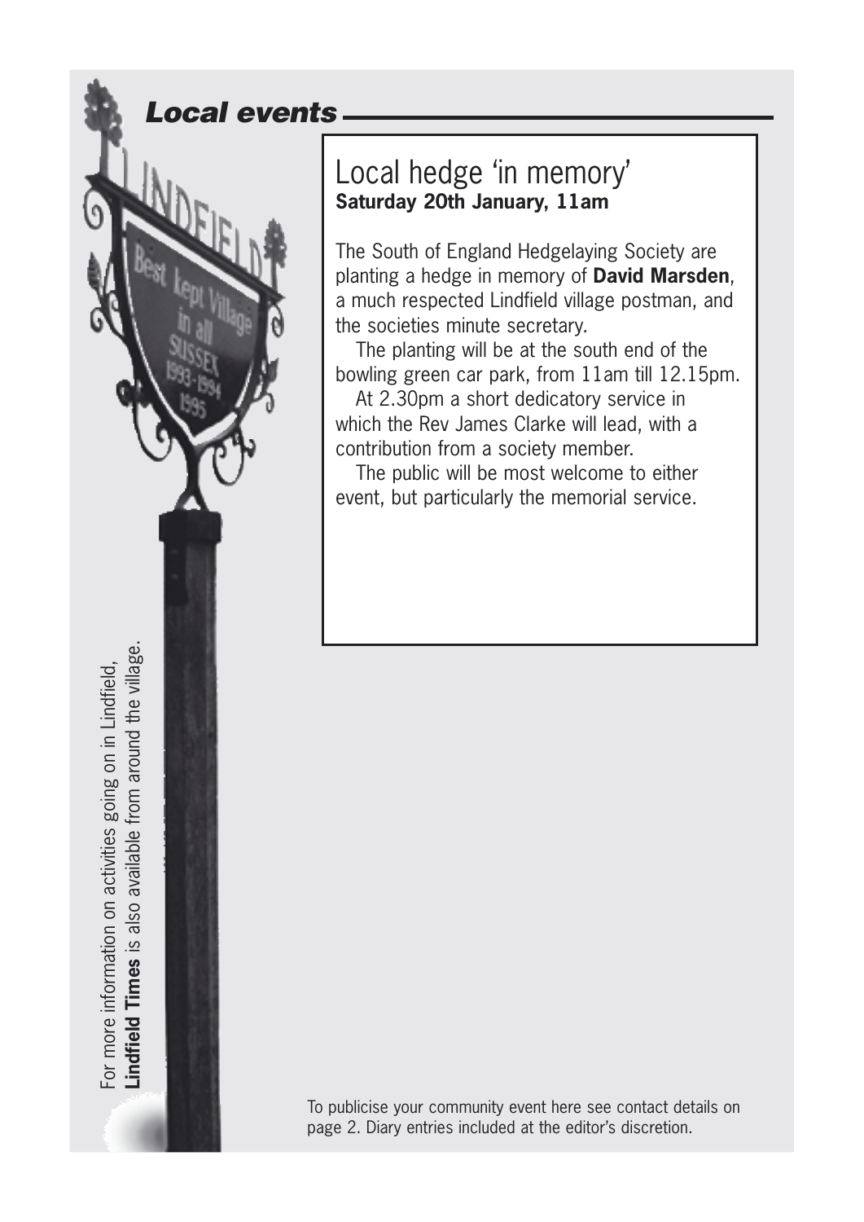## *Local events*

For more information on activities going on in Lindfield, **Lindfield Times** is also available from around the village.

# Local hedge 'in memory'

**Saturday 20th January, 11am**

The South of England Hedgelaying Society are planting a hedge in memory of **David Marsden**, a much respected Lindfield village postman, and the societies minute secretary.

The planting will be at the south end of the bowling green car park, from 11am till 12.15pm.

At 2.30pm a short dedicatory service in which the Rev James Clarke will lead, with a contribution from a society member.

The public will be most welcome to either event, but particularly the memorial service.

To publicise your community event here see contact details on page 2. Diary entries included at the editor's discretion.